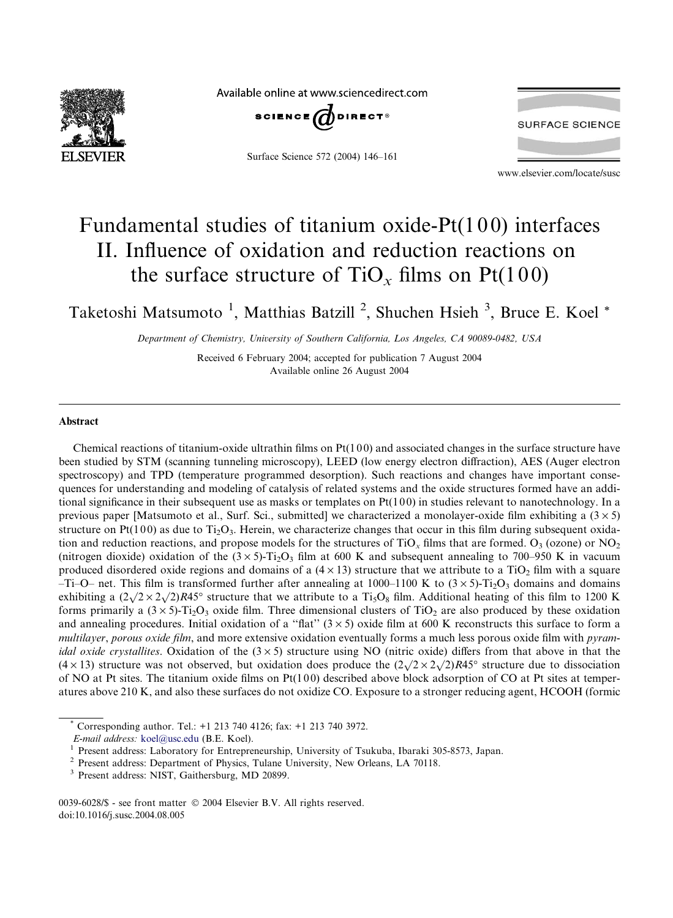# Fundamental studies of titanium oxide-Pt(100) interfaces II. Influence of oxidation and reduction reactions on the surface structure of $TiO_x$ films on Pt(100)

Taketoshi Matsumoto [1], Matthias Batzill [2], Shuchen Hsieh [3], Bruce E. Koel *

*Department of Chemistry, University of Southern California, Los Angeles, CA 90089-0482, USA*

Received 6 February 2004; accepted for publication 7 August 2004
Available online 26 August 2004

## Abstract

Chemical reactions of titanium-oxide ultrathin films on Pt(100) and associated changes in the surface structure have been studied by STM (scanning tunneling microscopy), LEED (low energy electron diffraction), AES (Auger electron spectroscopy) and TPD (temperature programmed desorption). Such reactions and changes have important consequences for understanding and modeling of catalysis of related systems and the oxide structures formed have an additional significance in their subsequent use as masks or templates on Pt(100) in studies relevant to nanotechnology. In a previous paper [Matsumoto et al., Surf. Sci., submitted] we characterized a monolayer-oxide film exhibiting a $(3 \times 5)$ structure on Pt(100) as due to $Ti_2O_3$. Herein, we characterize changes that occur in this film during subsequent oxidation and reduction reactions, and propose models for the structures of $TiO_x$ films that are formed. $O_3$ (ozone) or $NO_2$ (nitrogen dioxide) oxidation of the $(3 \times 5)$-$Ti_2O_3$ film at 600 K and subsequent annealing to 700–950 K in vacuum produced disordered oxide regions and domains of a $(4 \times 13)$ structure that we attribute to a $TiO_2$ film with a square –Ti–O– net. This film is transformed further after annealing at 1000–1100 K to $(3 \times 5)$-$Ti_2O_3$ domains and domains exhibiting a $(2\sqrt{2} \times 2\sqrt{2})R45°$ structure that we attribute to a $Ti_5O_8$ film. Additional heating of this film to 1200 K forms primarily a $(3 \times 5)$-$Ti_2O_3$ oxide film. Three dimensional clusters of $TiO_2$ are also produced by these oxidation and annealing procedures. Initial oxidation of a "flat" $(3 \times 5)$ oxide film at 600 K reconstructs this surface to form a *multilayer*, *porous oxide film*, and more extensive oxidation eventually forms a much less porous oxide film with *pyramidal oxide crystallites*. Oxidation of the $(3 \times 5)$ structure using NO (nitric oxide) differs from that above in that the $(4 \times 13)$ structure was not observed, but oxidation does produce the $(2\sqrt{2} \times 2\sqrt{2})R45°$ structure due to dissociation of NO at Pt sites. The titanium oxide films on Pt(100) described above block adsorption of CO at Pt sites at temperatures above 210 K, and also these surfaces do not oxidize CO. Exposure to a stronger reducing agent, HCOOH (formic

---

\* Corresponding author. Tel.: +1 213 740 4126; fax: +1 213 740 3972.
*E-mail address:* koel@usc.edu (B.E. Koel).

[1] Present address: Laboratory for Entrepreneurship, University of Tsukuba, Ibaraki 305-8573, Japan.

[2] Present address: Department of Physics, Tulane University, New Orleans, LA 70118.

[3] Present address: NIST, Gaithersburg, MD 20899.

0039-6028/$ - see front matter © 2004 Elsevier B.V. All rights reserved.
doi:10.1016/j.susc.2004.08.005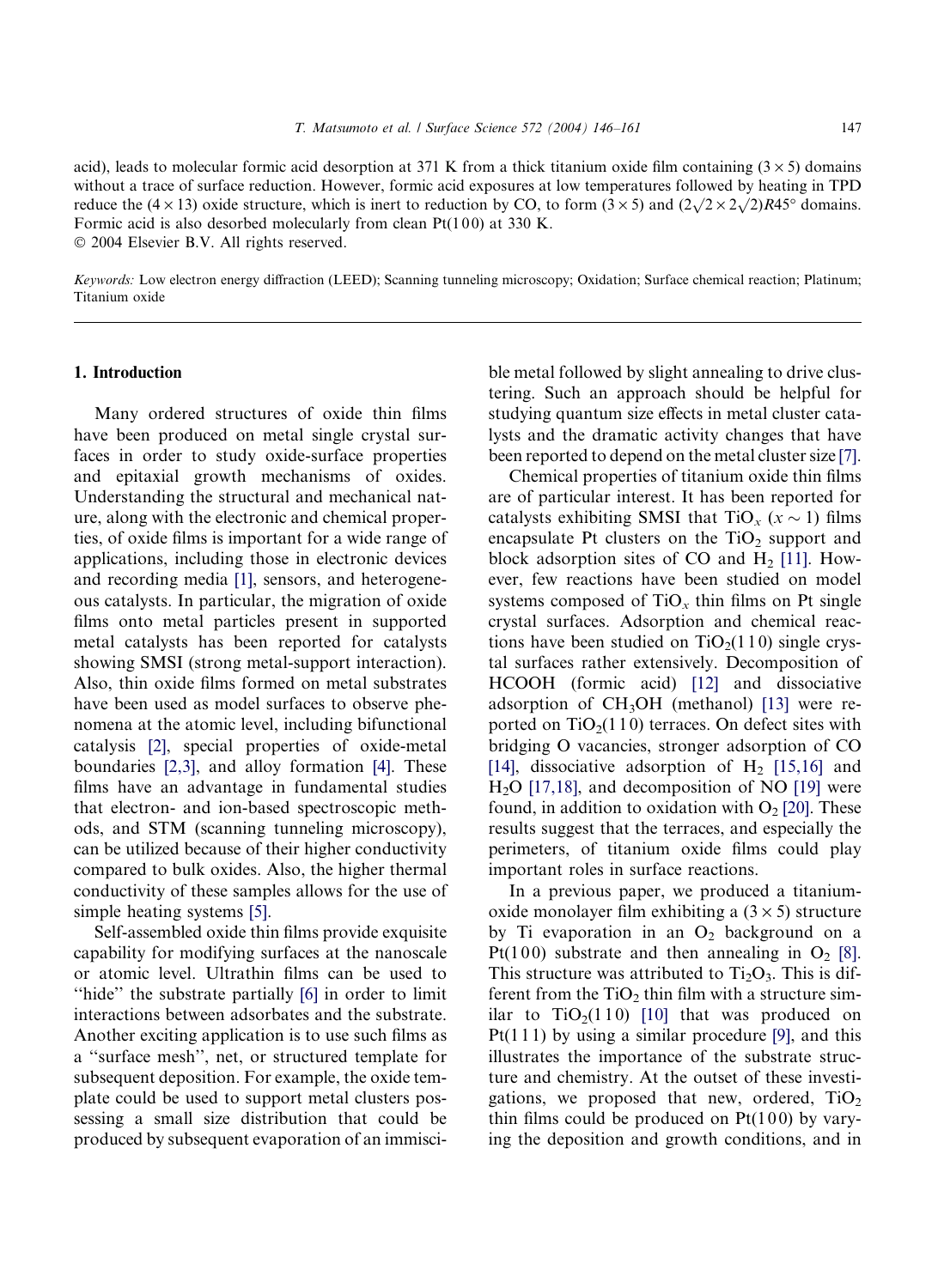acid), leads to molecular formic acid desorption at 371 K from a thick titanium oxide film containing $(3 \times 5)$ domains without a trace of surface reduction. However, formic acid exposures at low temperatures followed by heating in TPD reduce the $(4 \times 13)$ oxide structure, which is inert to reduction by CO, to form $(3 \times 5)$ and $(2\sqrt{2} \times 2\sqrt{2})R45°$ domains. Formic acid is also desorbed molecularly from clean Pt(100) at 330 K.
© 2004 Elsevier B.V. All rights reserved.

*Keywords:* Low electron energy diffraction (LEED); Scanning tunneling microscopy; Oxidation; Surface chemical reaction; Platinum; Titanium oxide

## 1. Introduction

Many ordered structures of oxide thin films have been produced on metal single crystal surfaces in order to study oxide-surface properties and epitaxial growth mechanisms of oxides. Understanding the structural and mechanical nature, along with the electronic and chemical properties, of oxide films is important for a wide range of applications, including those in electronic devices and recording media [1], sensors, and heterogeneous catalysts. In particular, the migration of oxide films onto metal particles present in supported metal catalysts has been reported for catalysts showing SMSI (strong metal-support interaction). Also, thin oxide films formed on metal substrates have been used as model surfaces to observe phenomena at the atomic level, including bifunctional catalysis [2], special properties of oxide-metal boundaries [2,3], and alloy formation [4]. These films have an advantage in fundamental studies that electron- and ion-based spectroscopic methods, and STM (scanning tunneling microscopy), can be utilized because of their higher conductivity compared to bulk oxides. Also, the higher thermal conductivity of these samples allows for the use of simple heating systems [5].

Self-assembled oxide thin films provide exquisite capability for modifying surfaces at the nanoscale or atomic level. Ultrathin films can be used to "hide" the substrate partially [6] in order to limit interactions between adsorbates and the substrate. Another exciting application is to use such films as a "surface mesh", net, or structured template for subsequent deposition. For example, the oxide template could be used to support metal clusters possessing a small size distribution that could be produced by subsequent evaporation of an immiscible metal followed by slight annealing to drive clustering. Such an approach should be helpful for studying quantum size effects in metal cluster catalysts and the dramatic activity changes that have been reported to depend on the metal cluster size [7].

Chemical properties of titanium oxide thin films are of particular interest. It has been reported for catalysts exhibiting SMSI that $TiO_x$ ($x \sim 1$) films encapsulate Pt clusters on the $TiO_2$ support and block adsorption sites of CO and $H_2$ [11]. However, few reactions have been studied on model systems composed of $TiO_x$ thin films on Pt single crystal surfaces. Adsorption and chemical reactions have been studied on $TiO_2$(110) single crystal surfaces rather extensively. Decomposition of HCOOH (formic acid) [12] and dissociative adsorption of $CH_3OH$ (methanol) [13] were reported on $TiO_2$(110) terraces. On defect sites with bridging O vacancies, stronger adsorption of CO [14], dissociative adsorption of $H_2$ [15,16] and $H_2O$ [17,18], and decomposition of NO [19] were found, in addition to oxidation with $O_2$ [20]. These results suggest that the terraces, and especially the perimeters, of titanium oxide films could play important roles in surface reactions.

In a previous paper, we produced a titanium-oxide monolayer film exhibiting a $(3 \times 5)$ structure by Ti evaporation in an $O_2$ background on a Pt(100) substrate and then annealing in $O_2$ [8]. This structure was attributed to $Ti_2O_3$. This is different from the $TiO_2$ thin film with a structure similar to $TiO_2$(110) [10] that was produced on Pt(111) by using a similar procedure [9], and this illustrates the importance of the substrate structure and chemistry. At the outset of these investigations, we proposed that new, ordered, $TiO_2$ thin films could be produced on Pt(100) by varying the deposition and growth conditions, and in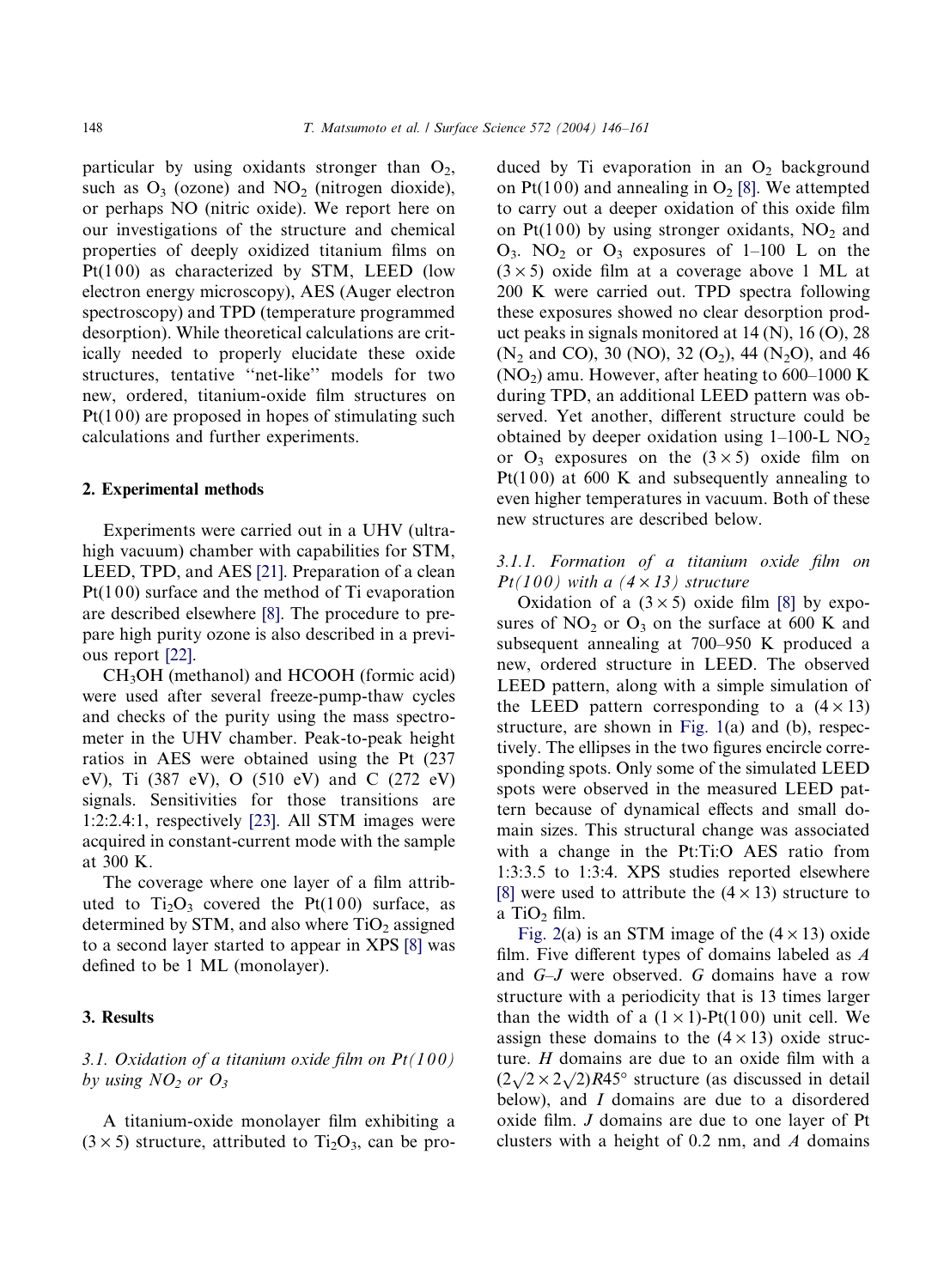particular by using oxidants stronger than $O_2$, such as $O_3$ (ozone) and $NO_2$ (nitrogen dioxide), or perhaps NO (nitric oxide). We report here on our investigations of the structure and chemical properties of deeply oxidized titanium films on Pt(100) as characterized by STM, LEED (low electron energy microscopy), AES (Auger electron spectroscopy) and TPD (temperature programmed desorption). While theoretical calculations are critically needed to properly elucidate these oxide structures, tentative ''net-like'' models for two new, ordered, titanium-oxide film structures on Pt(100) are proposed in hopes of stimulating such calculations and further experiments.

## 2. Experimental methods

Experiments were carried out in a UHV (ultra-high vacuum) chamber with capabilities for STM, LEED, TPD, and AES [21]. Preparation of a clean Pt(100) surface and the method of Ti evaporation are described elsewhere [8]. The procedure to prepare high purity ozone is also described in a previous report [22].

$CH_3OH$ (methanol) and HCOOH (formic acid) were used after several freeze-pump-thaw cycles and checks of the purity using the mass spectrometer in the UHV chamber. Peak-to-peak height ratios in AES were obtained using the Pt (237 eV), Ti (387 eV), O (510 eV) and C (272 eV) signals. Sensitivities for those transitions are 1:2:2.4:1, respectively [23]. All STM images were acquired in constant-current mode with the sample at 300 K.

The coverage where one layer of a film attributed to $Ti_2O_3$ covered the Pt(100) surface, as determined by STM, and also where $TiO_2$ assigned to a second layer started to appear in XPS [8] was defined to be 1 ML (monolayer).

## 3. Results

### 3.1. Oxidation of a titanium oxide film on Pt(100) by using $NO_2$ or $O_3$

A titanium-oxide monolayer film exhibiting a $(3\times5)$ structure, attributed to $Ti_2O_3$, can be produced by Ti evaporation in an $O_2$ background on Pt(100) and annealing in $O_2$ [8]. We attempted to carry out a deeper oxidation of this oxide film on Pt(100) by using stronger oxidants, $NO_2$ and $O_3$. $NO_2$ or $O_3$ exposures of 1–100 L on the $(3\times5)$ oxide film at a coverage above 1 ML at 200 K were carried out. TPD spectra following these exposures showed no clear desorption product peaks in signals monitored at 14 (N), 16 (O), 28 ($N_2$ and CO), 30 (NO), 32 ($O_2$), 44 ($N_2O$), and 46 ($NO_2$) amu. However, after heating to 600–1000 K during TPD, an additional LEED pattern was observed. Yet another, different structure could be obtained by deeper oxidation using 1–100-L $NO_2$ or $O_3$ exposures on the $(3\times5)$ oxide film on Pt(100) at 600 K and subsequently annealing to even higher temperatures in vacuum. Both of these new structures are described below.

#### 3.1.1. Formation of a titanium oxide film on Pt(100) with a $(4\times13)$ structure

Oxidation of a $(3\times5)$ oxide film [8] by exposures of $NO_2$ or $O_3$ on the surface at 600 K and subsequent annealing at 700–950 K produced a new, ordered structure in LEED. The observed LEED pattern, along with a simple simulation of the LEED pattern corresponding to a $(4\times13)$ structure, are shown in Fig. 1(a) and (b), respectively. The ellipses in the two figures encircle corresponding spots. Only some of the simulated LEED spots were observed in the measured LEED pattern because of dynamical effects and small domain sizes. This structural change was associated with a change in the Pt:Ti:O AES ratio from 1:3:3.5 to 1:3:4. XPS studies reported elsewhere [8] were used to attribute the $(4\times13)$ structure to a $TiO_2$ film.

Fig. 2(a) is an STM image of the $(4\times13)$ oxide film. Five different types of domains labeled as *A* and *G*–*J* were observed. *G* domains have a row structure with a periodicity that is 13 times larger than the width of a $(1\times1)$-Pt(100) unit cell. We assign these domains to the $(4\times13)$ oxide structure. *H* domains are due to an oxide film with a $(2\sqrt{2}\times2\sqrt{2})R45°$ structure (as discussed in detail below), and *I* domains are due to a disordered oxide film. *J* domains are due to one layer of Pt clusters with a height of 0.2 nm, and *A* domains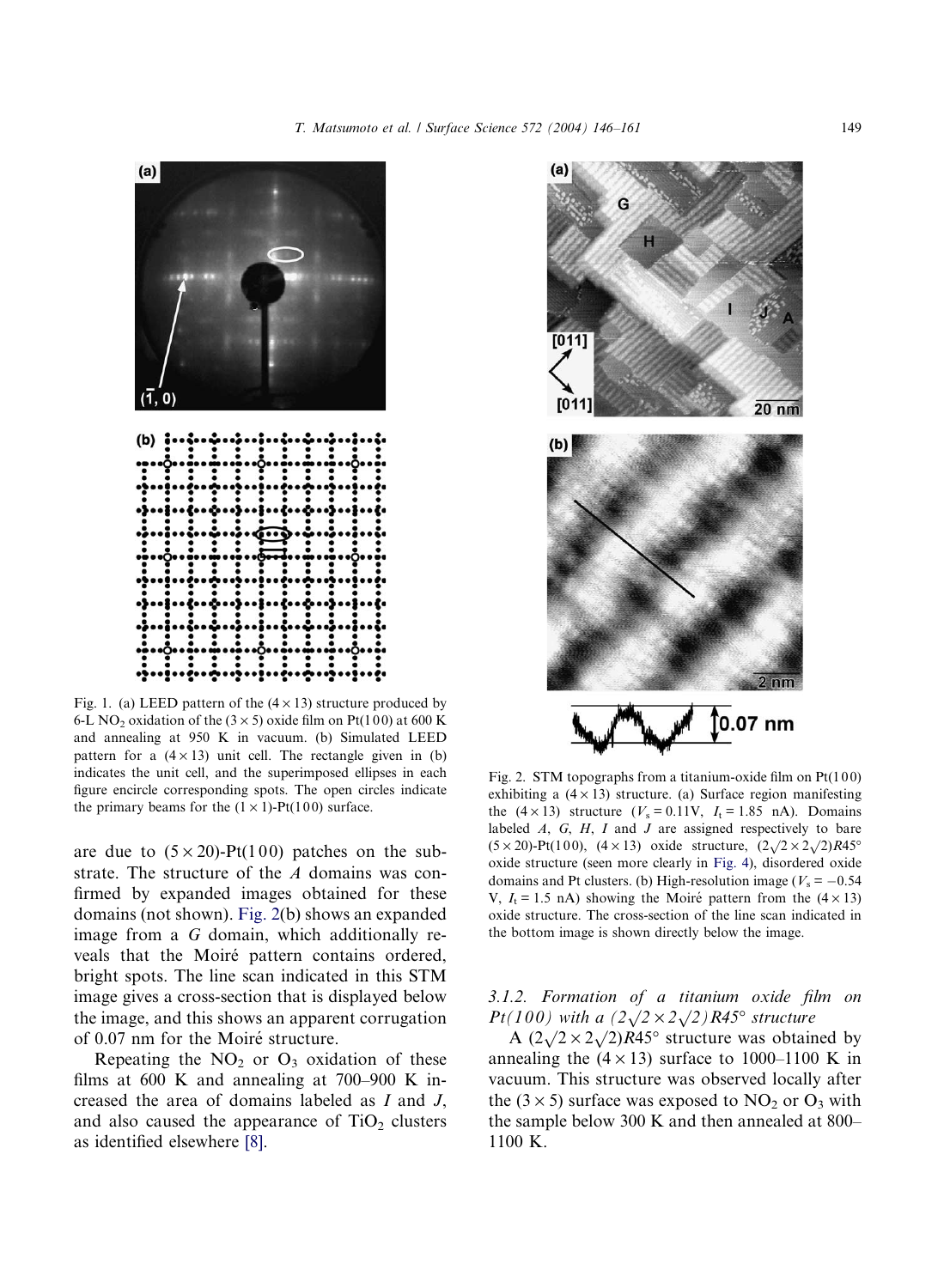Fig. 1. (a) LEED pattern of the $(4 \times 13)$ structure produced by 6-L $NO_2$ oxidation of the $(3 \times 5)$ oxide film on Pt(100) at 600 K and annealing at 950 K in vacuum. (b) Simulated LEED pattern for a $(4 \times 13)$ unit cell. The rectangle given in (b) indicates the unit cell, and the superimposed ellipses in each figure encircle corresponding spots. The open circles indicate the primary beams for the $(1 \times 1)$-Pt(100) surface.

are due to $(5 \times 20)$-Pt(100) patches on the substrate. The structure of the *A* domains was confirmed by expanded images obtained for these domains (not shown). Fig. 2(b) shows an expanded image from a *G* domain, which additionally reveals that the Moiré pattern contains ordered, bright spots. The line scan indicated in this STM image gives a cross-section that is displayed below the image, and this shows an apparent corrugation of 0.07 nm for the Moiré structure.

Repeating the $NO_2$ or $O_3$ oxidation of these films at 600 K and annealing at 700–900 K increased the area of domains labeled as *I* and *J*, and also caused the appearance of $TiO_2$ clusters as identified elsewhere [8].

Fig. 2. STM topographs from a titanium-oxide film on Pt(100) exhibiting a $(4 \times 13)$ structure. (a) Surface region manifesting the $(4 \times 13)$ structure ($V_s = 0.11$V, $I_t = 1.85$ nA). Domains labeled *A*, *G*, *H*, *I* and *J* are assigned respectively to bare $(5 \times 20)$-Pt(100), $(4 \times 13)$ oxide structure, $(2\sqrt{2} \times 2\sqrt{2})R45°$ oxide structure (seen more clearly in Fig. 4), disordered oxide domains and Pt clusters. (b) High-resolution image ($V_s = -0.54$ V, $I_t = 1.5$ nA) showing the Moiré pattern from the $(4 \times 13)$ oxide structure. The cross-section of the line scan indicated in the bottom image is shown directly below the image.

### 3.1.2. Formation of a titanium oxide film on Pt(100) with a $(2\sqrt{2} \times 2\sqrt{2})R45°$ structure

A $(2\sqrt{2} \times 2\sqrt{2})R45°$ structure was obtained by annealing the $(4 \times 13)$ surface to 1000–1100 K in vacuum. This structure was observed locally after the $(3 \times 5)$ surface was exposed to $NO_2$ or $O_3$ with the sample below 300 K and then annealed at 800–1100 K.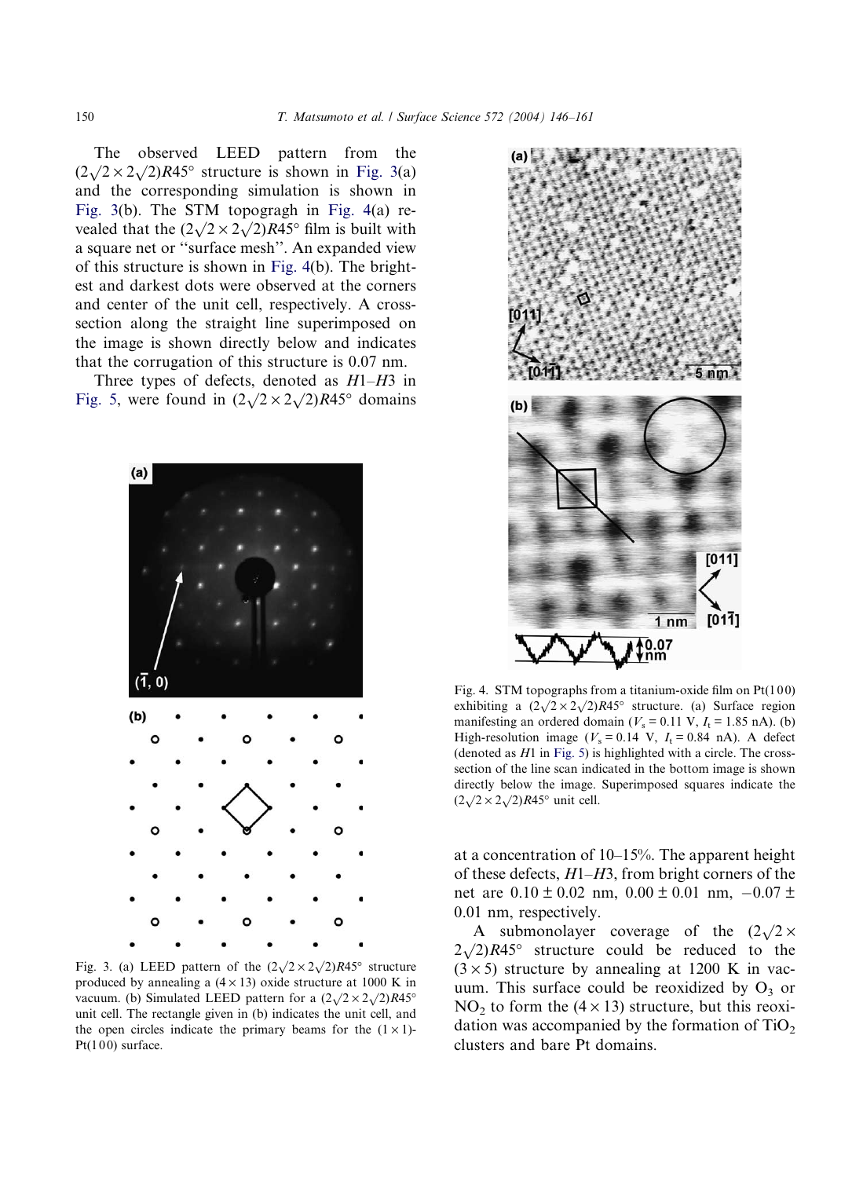The observed LEED pattern from the $(2\sqrt{2}\times 2\sqrt{2})R45°$ structure is shown in Fig. 3(a) and the corresponding simulation is shown in Fig. 3(b). The STM topogragh in Fig. 4(a) revealed that the $(2\sqrt{2}\times 2\sqrt{2})R45°$ film is built with a square net or ''surface mesh''. An expanded view of this structure is shown in Fig. 4(b). The brightest and darkest dots were observed at the corners and center of the unit cell, respectively. A cross-section along the straight line superimposed on the image is shown directly below and indicates that the corrugation of this structure is 0.07 nm.

Three types of defects, denoted as *H*1–*H*3 in Fig. 5, were found in $(2\sqrt{2}\times 2\sqrt{2})R45°$ domains at a concentration of 10–15%. The apparent height of these defects, *H*1–*H*3, from bright corners of the net are $0.10 \pm 0.02$ nm, $0.00 \pm 0.01$ nm, $-0.07 \pm 0.01$ nm, respectively.

A submonolayer coverage of the $(2\sqrt{2}\times 2\sqrt{2})R45°$ structure could be reduced to the $(3\times 5)$ structure by annealing at 1200 K in vacuum. This surface could be reoxidized by $O_3$ or $NO_2$ to form the $(4\times 13)$ structure, but this reoxidation was accompanied by the formation of $TiO_2$ clusters and bare Pt domains.

Fig. 3. (a) LEED pattern of the $(2\sqrt{2}\times 2\sqrt{2})R45°$ structure produced by annealing a $(4\times 13)$ oxide structure at 1000 K in vacuum. (b) Simulated LEED pattern for a $(2\sqrt{2}\times 2\sqrt{2})R45°$ unit cell. The rectangle given in (b) indicates the unit cell, and the open circles indicate the primary beams for the $(1\times 1)$-Pt(100) surface.

Fig. 4. STM topographs from a titanium-oxide film on Pt(100) exhibiting a $(2\sqrt{2}\times 2\sqrt{2})R45°$ structure. (a) Surface region manifesting an ordered domain ($V_s = 0.11$ V, $I_t = 1.85$ nA). (b) High-resolution image ($V_s = 0.14$ V, $I_t = 0.84$ nA). A defect (denoted as *H*1 in Fig. 5) is highlighted with a circle. The cross-section of the line scan indicated in the bottom image is shown directly below the image. Superimposed squares indicate the $(2\sqrt{2}\times 2\sqrt{2})R45°$ unit cell.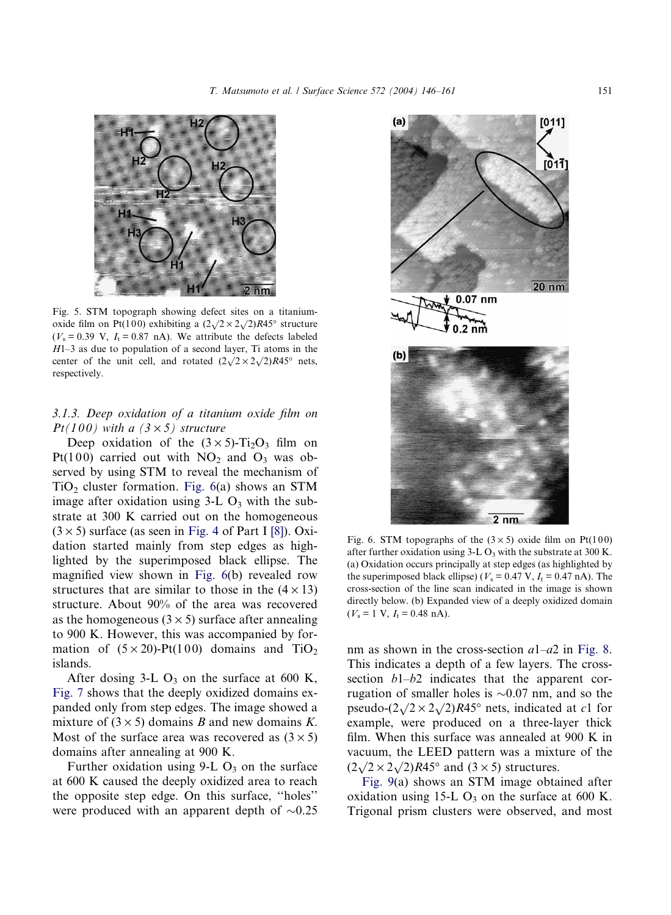Fig. 5. STM topograph showing defect sites on a titanium-oxide film on Pt(1 0 0) exhibiting a $(2\sqrt{2}\times2\sqrt{2})R45°$ structure ($V_s = 0.39$ V, $I_t = 0.87$ nA). We attribute the defects labeled $H1$–3 as due to population of a second layer, Ti atoms in the center of the unit cell, and rotated $(2\sqrt{2}\times2\sqrt{2})R45°$ nets, respectively.

### 3.1.3. Deep oxidation of a titanium oxide film on Pt(1 0 0) with a (3 × 5) structure

Deep oxidation of the $(3\times5)$-$Ti_2O_3$ film on Pt(1 0 0) carried out with $NO_2$ and $O_3$ was observed by using STM to reveal the mechanism of $TiO_2$ cluster formation. Fig. 6(a) shows an STM image after oxidation using 3-L $O_3$ with the substrate at 300 K carried out on the homogeneous $(3\times5)$ surface (as seen in Fig. 4 of Part I [8]). Oxidation started mainly from step edges as highlighted by the superimposed black ellipse. The magnified view shown in Fig. 6(b) revealed row structures that are similar to those in the $(4\times13)$ structure. About 90% of the area was recovered as the homogeneous $(3\times5)$ surface after annealing to 900 K. However, this was accompanied by formation of $(5\times20)$-Pt(1 0 0) domains and $TiO_2$ islands.

After dosing 3-L $O_3$ on the surface at 600 K, Fig. 7 shows that the deeply oxidized domains expanded only from step edges. The image showed a mixture of $(3\times5)$ domains *B* and new domains *K*. Most of the surface area was recovered as $(3\times5)$ domains after annealing at 900 K.

Further oxidation using 9-L $O_3$ on the surface at 600 K caused the deeply oxidized area to reach the opposite step edge. On this surface, "holes" were produced with an apparent depth of ~0.25 nm as shown in the cross-section $a1$–$a2$ in Fig. 8. This indicates a depth of a few layers. The cross-section $b1$–$b2$ indicates that the apparent corrugation of smaller holes is ~0.07 nm, and so the pseudo-$(2\sqrt{2}\times2\sqrt{2})R45°$ nets, indicated at $c1$ for example, were produced on a three-layer thick film. When this surface was annealed at 900 K in vacuum, the LEED pattern was a mixture of the $(2\sqrt{2}\times2\sqrt{2})R45°$ and $(3\times5)$ structures.

Fig. 9(a) shows an STM image obtained after oxidation using 15-L $O_3$ on the surface at 600 K. Trigonal prism clusters were observed, and most

Fig. 6. STM topographs of the $(3\times5)$ oxide film on Pt(1 0 0) after further oxidation using 3-L $O_3$ with the substrate at 300 K. (a) Oxidation occurs principally at step edges (as highlighted by the superimposed black ellipse) ($V_s = 0.47$ V, $I_t = 0.47$ nA). The cross-section of the line scan indicated in the image is shown directly below. (b) Expanded view of a deeply oxidized domain ($V_s = 1$ V, $I_t = 0.48$ nA).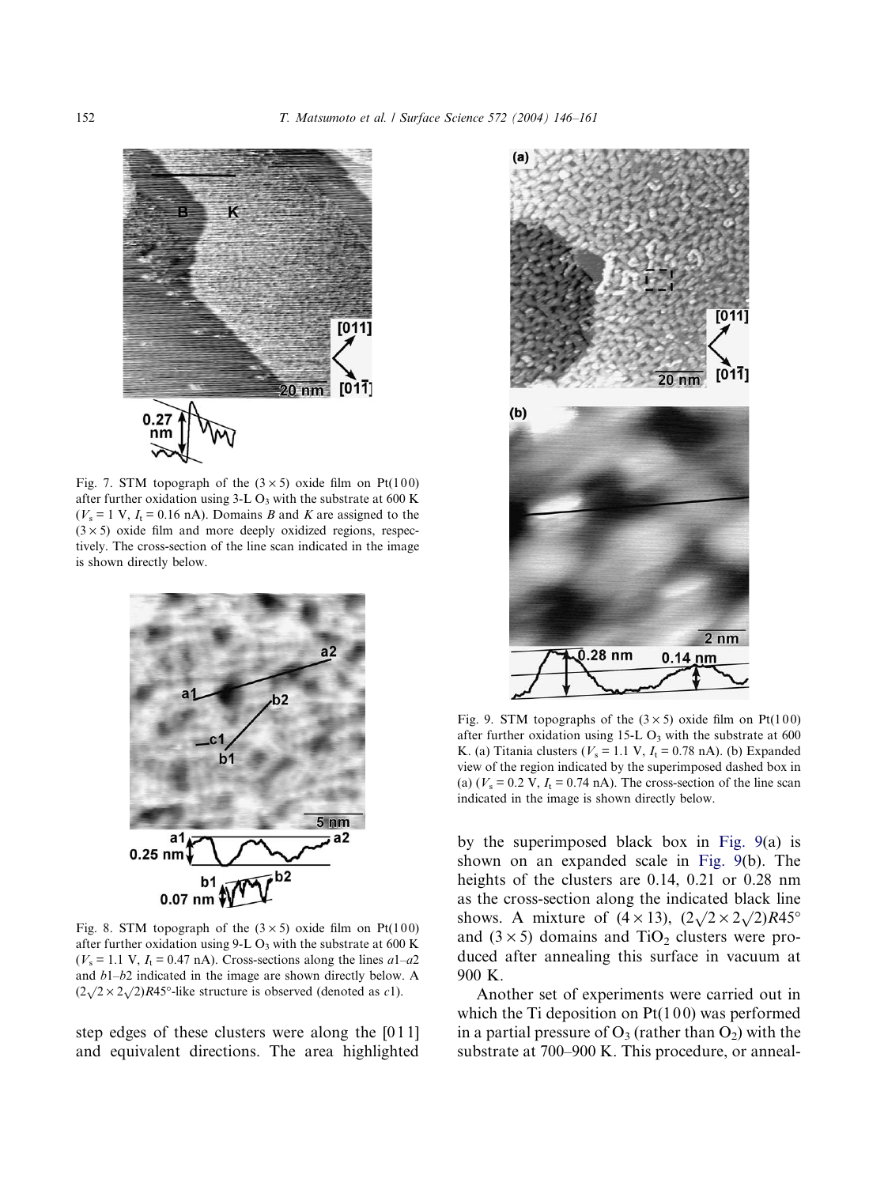Fig. 7. STM topograph of the $(3 \times 5)$ oxide film on Pt(100) after further oxidation using 3-L $O_3$ with the substrate at 600 K ($V_s = 1$ V, $I_t = 0.16$ nA). Domains *B* and *K* are assigned to the $(3 \times 5)$ oxide film and more deeply oxidized regions, respectively. The cross-section of the line scan indicated in the image is shown directly below.

Fig. 8. STM topograph of the $(3 \times 5)$ oxide film on Pt(100) after further oxidation using 9-L $O_3$ with the substrate at 600 K ($V_s = 1.1$ V, $I_t = 0.47$ nA). Cross-sections along the lines *a*1–*a*2 and *b*1–*b*2 indicated in the image are shown directly below. A $(2\sqrt{2} \times 2\sqrt{2})R45°$-like structure is observed (denoted as *c*1).

step edges of these clusters were along the [011] and equivalent directions. The area highlighted by the superimposed black box in Fig. 9(a) is shown on an expanded scale in Fig. 9(b). The heights of the clusters are 0.14, 0.21 or 0.28 nm as the cross-section along the indicated black line shows. A mixture of $(4 \times 13)$, $(2\sqrt{2} \times 2\sqrt{2})R45°$ and $(3 \times 5)$ domains and $TiO_2$ clusters were produced after annealing this surface in vacuum at 900 K.

Another set of experiments were carried out in which the Ti deposition on Pt(100) was performed in a partial pressure of $O_3$ (rather than $O_2$) with the substrate at 700–900 K. This procedure, or anneal-

Fig. 9. STM topographs of the $(3 \times 5)$ oxide film on Pt(100) after further oxidation using 15-L $O_3$ with the substrate at 600 K. (a) Titania clusters ($V_s = 1.1$ V, $I_t = 0.78$ nA). (b) Expanded view of the region indicated by the superimposed dashed box in (a) ($V_s = 0.2$ V, $I_t = 0.74$ nA). The cross-section of the line scan indicated in the image is shown directly below.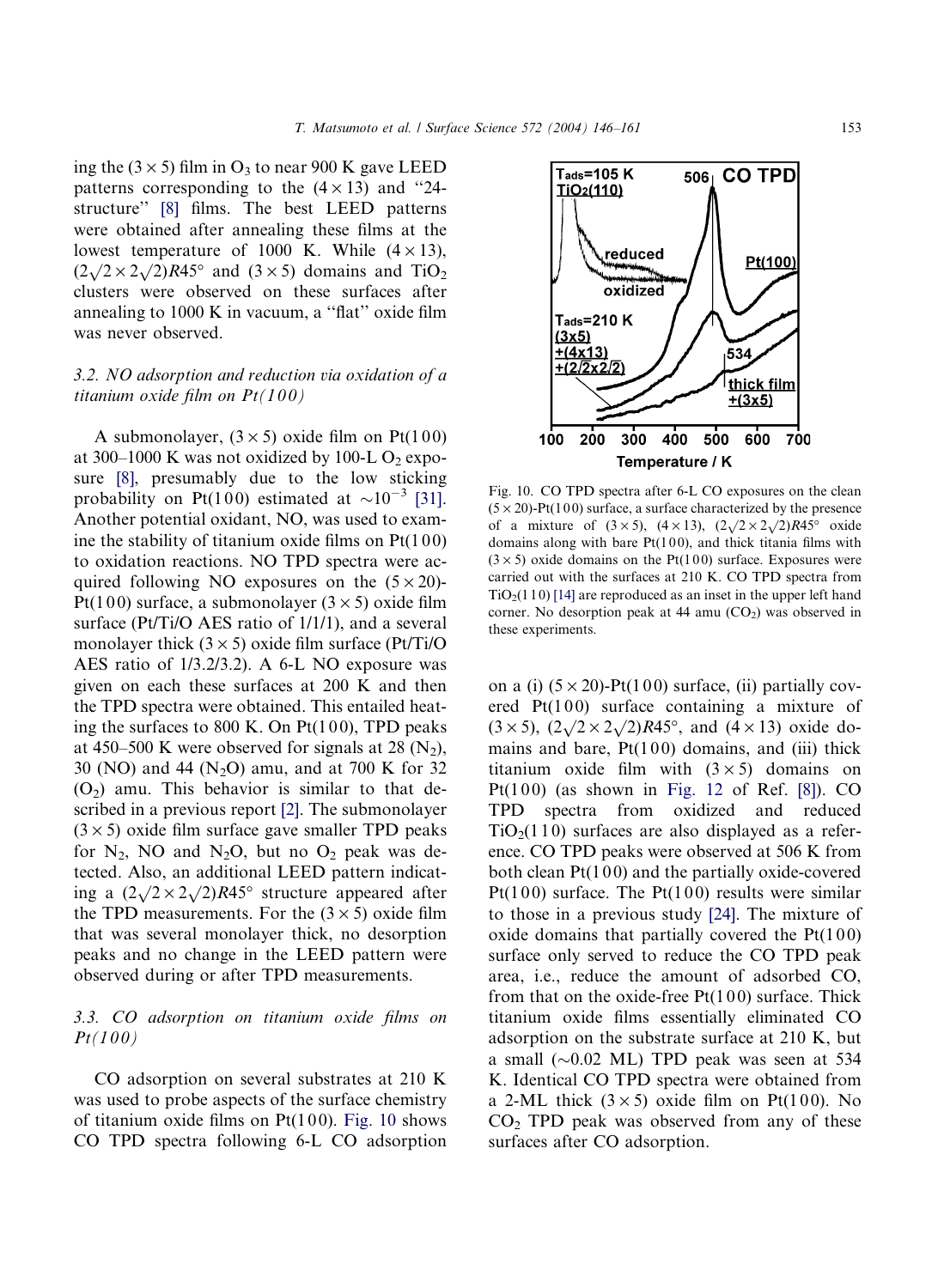ing the $(3 \times 5)$ film in $O_3$ to near 900 K gave LEED patterns corresponding to the $(4 \times 13)$ and "24-structure" [8] films. The best LEED patterns were obtained after annealing these films at the lowest temperature of 1000 K. While $(4 \times 13)$, $(2\sqrt{2} \times 2\sqrt{2})R45°$ and $(3 \times 5)$ domains and $TiO_2$ clusters were observed on these surfaces after annealing to 1000 K in vacuum, a "flat" oxide film was never observed.

### 3.2. NO adsorption and reduction via oxidation of a titanium oxide film on Pt(100)

A submonolayer, $(3 \times 5)$ oxide film on Pt(100) at 300–1000 K was not oxidized by 100-L $O_2$ exposure [8], presumably due to the low sticking probability on Pt(100) estimated at $\sim 10^{-3}$ [31]. Another potential oxidant, NO, was used to examine the stability of titanium oxide films on Pt(100) to oxidation reactions. NO TPD spectra were acquired following NO exposures on the $(5 \times 20)$-Pt(100) surface, a submonolayer $(3 \times 5)$ oxide film surface (Pt/Ti/O AES ratio of 1/1/1), and a several monolayer thick $(3 \times 5)$ oxide film surface (Pt/Ti/O AES ratio of 1/3.2/3.2). A 6-L NO exposure was given on each these surfaces at 200 K and then the TPD spectra were obtained. This entailed heating the surfaces to 800 K. On Pt(100), TPD peaks at 450–500 K were observed for signals at 28 ($N_2$), 30 (NO) and 44 ($N_2O$) amu, and at 700 K for 32 ($O_2$) amu. This behavior is similar to that described in a previous report [2]. The submonolayer $(3 \times 5)$ oxide film surface gave smaller TPD peaks for $N_2$, NO and $N_2O$, but no $O_2$ peak was detected. Also, an additional LEED pattern indicating a $(2\sqrt{2} \times 2\sqrt{2})R45°$ structure appeared after the TPD measurements. For the $(3 \times 5)$ oxide film that was several monolayer thick, no desorption peaks and no change in the LEED pattern were observed during or after TPD measurements.

### 3.3. CO adsorption on titanium oxide films on Pt(100)

CO adsorption on several substrates at 210 K was used to probe aspects of the surface chemistry of titanium oxide films on Pt(100). Fig. 10 shows CO TPD spectra following 6-L CO adsorption on a (i) $(5 \times 20)$-Pt(100) surface, (ii) partially covered Pt(100) surface containing a mixture of $(3 \times 5)$, $(2\sqrt{2} \times 2\sqrt{2})R45°$, and $(4 \times 13)$ oxide domains and bare, Pt(100) domains, and (iii) thick titanium oxide film with $(3 \times 5)$ domains on Pt(100) (as shown in Fig. 12 of Ref. [8]). CO TPD spectra from oxidized and reduced $TiO_2(110)$ surfaces are also displayed as a reference. CO TPD peaks were observed at 506 K from both clean Pt(100) and the partially oxide-covered Pt(100) surface. The Pt(100) results were similar to those in a previous study [24]. The mixture of oxide domains that partially covered the Pt(100) surface only served to reduce the CO TPD peak area, i.e., reduce the amount of adsorbed CO, from that on the oxide-free Pt(100) surface. Thick titanium oxide films essentially eliminated CO adsorption on the substrate surface at 210 K, but a small ($\sim$0.02 ML) TPD peak was seen at 534 K. Identical CO TPD spectra were obtained from a 2-ML thick $(3 \times 5)$ oxide film on Pt(100). No $CO_2$ TPD peak was observed from any of these surfaces after CO adsorption.

Fig. 10. CO TPD spectra after 6-L CO exposures on the clean $(5 \times 20)$-Pt(100) surface, a surface characterized by the presence of a mixture of $(3 \times 5)$, $(4 \times 13)$, $(2\sqrt{2} \times 2\sqrt{2})R45°$ oxide domains along with bare Pt(100), and thick titania films with $(3 \times 5)$ oxide domains on the Pt(100) surface. Exposures were carried out with the surfaces at 210 K. CO TPD spectra from $TiO_2(110)$ [14] are reproduced as an inset in the upper left hand corner. No desorption peak at 44 amu ($CO_2$) was observed in these experiments.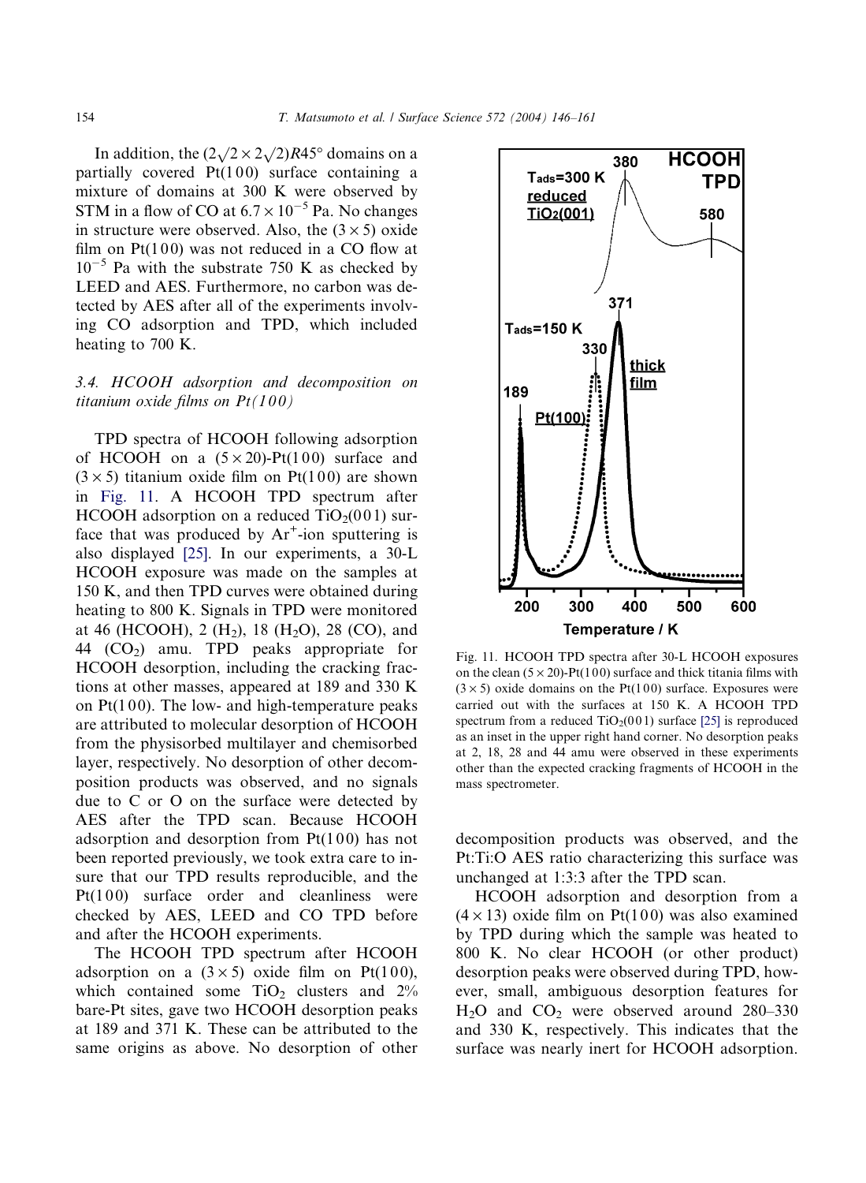In addition, the $(2\sqrt{2}\times 2\sqrt{2})R45°$ domains on a partially covered Pt(100) surface containing a mixture of domains at 300 K were observed by STM in a flow of CO at $6.7\times 10^{-5}$ Pa. No changes in structure were observed. Also, the $(3\times 5)$ oxide film on Pt(100) was not reduced in a CO flow at $10^{-5}$ Pa with the substrate 750 K as checked by LEED and AES. Furthermore, no carbon was detected by AES after all of the experiments involving CO adsorption and TPD, which included heating to 700 K.

### 3.4. HCOOH adsorption and decomposition on titanium oxide films on Pt(100)

TPD spectra of HCOOH following adsorption of HCOOH on a $(5\times 20)$-Pt(100) surface and $(3\times 5)$ titanium oxide film on Pt(100) are shown in Fig. 11. A HCOOH TPD spectrum after HCOOH adsorption on a reduced $TiO_2(001)$ surface that was produced by $Ar^+$-ion sputtering is also displayed [25]. In our experiments, a 30-L HCOOH exposure was made on the samples at 150 K, and then TPD curves were obtained during heating to 800 K. Signals in TPD were monitored at 46 (HCOOH), 2 ($H_2$), 18 ($H_2O$), 28 (CO), and 44 ($CO_2$) amu. TPD peaks appropriate for HCOOH desorption, including the cracking fractions at other masses, appeared at 189 and 330 K on Pt(100). The low- and high-temperature peaks are attributed to molecular desorption of HCOOH from the physisorbed multilayer and chemisorbed layer, respectively. No desorption of other decomposition products was observed, and no signals due to C or O on the surface were detected by AES after the TPD scan. Because HCOOH adsorption and desorption from Pt(100) has not been reported previously, we took extra care to insure that our TPD results reproducible, and the Pt(100) surface order and cleanliness were checked by AES, LEED and CO TPD before and after the HCOOH experiments.

The HCOOH TPD spectrum after HCOOH adsorption on a $(3\times 5)$ oxide film on Pt(100), which contained some $TiO_2$ clusters and 2% bare-Pt sites, gave two HCOOH desorption peaks at 189 and 371 K. These can be attributed to the same origins as above. No desorption of other decomposition products was observed, and the Pt:Ti:O AES ratio characterizing this surface was unchanged at 1:3:3 after the TPD scan.

Fig. 11. HCOOH TPD spectra after 30-L HCOOH exposures on the clean $(5\times 20)$-Pt(100) surface and thick titania films with $(3\times 5)$ oxide domains on the Pt(100) surface. Exposures were carried out with the surfaces at 150 K. A HCOOH TPD spectrum from a reduced $TiO_2(001)$ surface [25] is reproduced as an inset in the upper right hand corner. No desorption peaks at 2, 18, 28 and 44 amu were observed in these experiments other than the expected cracking fragments of HCOOH in the mass spectrometer.

HCOOH adsorption and desorption from a $(4\times 13)$ oxide film on Pt(100) was also examined by TPD during which the sample was heated to 800 K. No clear HCOOH (or other product) desorption peaks were observed during TPD, however, small, ambiguous desorption features for $H_2O$ and $CO_2$ were observed around 280–330 and 330 K, respectively. This indicates that the surface was nearly inert for HCOOH adsorption.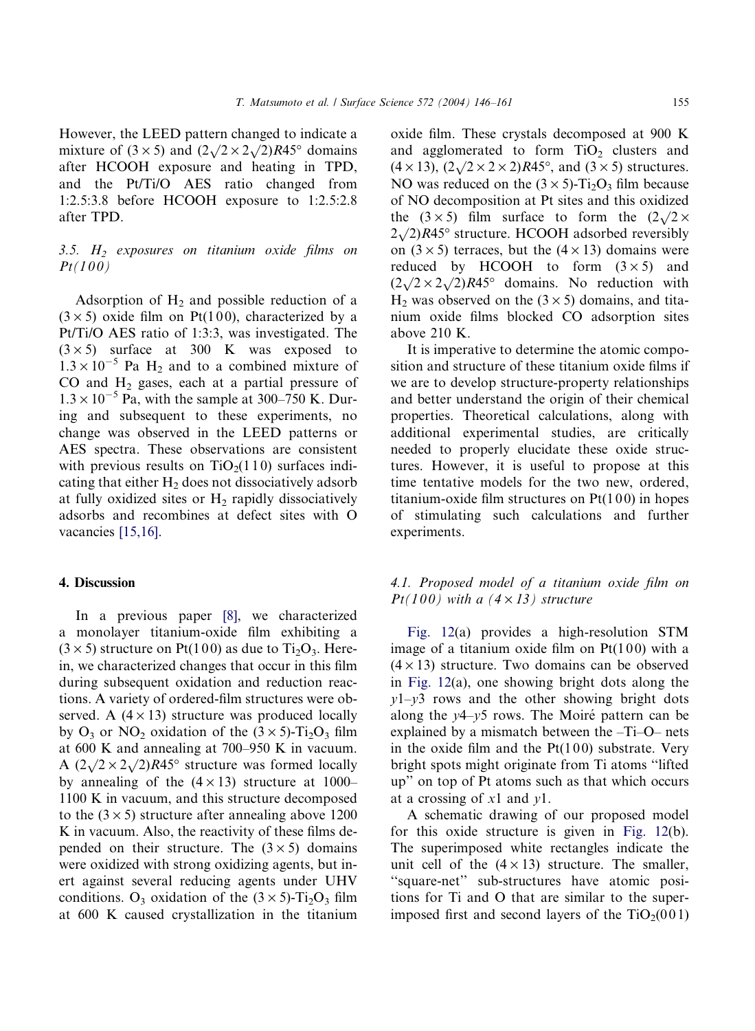However, the LEED pattern changed to indicate a mixture of $(3 \times 5)$ and $(2\sqrt{2} \times 2\sqrt{2})R45°$ domains after HCOOH exposure and heating in TPD, and the Pt/Ti/O AES ratio changed from 1:2.5:3.8 before HCOOH exposure to 1:2.5:2.8 after TPD.

### 3.5. $H_2$ exposures on titanium oxide films on Pt(100)

Adsorption of $H_2$ and possible reduction of a $(3 \times 5)$ oxide film on Pt(100), characterized by a Pt/Ti/O AES ratio of 1:3:3, was investigated. The $(3 \times 5)$ surface at 300 K was exposed to $1.3 \times 10^{-5}$ Pa $H_2$ and to a combined mixture of CO and $H_2$ gases, each at a partial pressure of $1.3 \times 10^{-5}$ Pa, with the sample at 300–750 K. During and subsequent to these experiments, no change was observed in the LEED patterns or AES spectra. These observations are consistent with previous results on $TiO_2(110)$ surfaces indicating that either $H_2$ does not dissociatively adsorb at fully oxidized sites or $H_2$ rapidly dissociatively adsorbs and recombines at defect sites with O vacancies [15,16].

## 4. Discussion

In a previous paper [8], we characterized a monolayer titanium-oxide film exhibiting a $(3 \times 5)$ structure on Pt(100) as due to $Ti_2O_3$. Herein, we characterized changes that occur in this film during subsequent oxidation and reduction reactions. A variety of ordered-film structures were observed. A $(4 \times 13)$ structure was produced locally by $O_3$ or $NO_2$ oxidation of the $(3 \times 5)$-$Ti_2O_3$ film at 600 K and annealing at 700–950 K in vacuum. A $(2\sqrt{2} \times 2\sqrt{2})R45°$ structure was formed locally by annealing of the $(4 \times 13)$ structure at 1000–1100 K in vacuum, and this structure decomposed to the $(3 \times 5)$ structure after annealing above 1200 K in vacuum. Also, the reactivity of these films depended on their structure. The $(3 \times 5)$ domains were oxidized with strong oxidizing agents, but inert against several reducing agents under UHV conditions. $O_3$ oxidation of the $(3 \times 5)$-$Ti_2O_3$ film at 600 K caused crystallization in the titanium oxide film. These crystals decomposed at 900 K and agglomerated to form $TiO_2$ clusters and $(4 \times 13)$, $(2\sqrt{2} \times 2 \times 2)R45°$, and $(3 \times 5)$ structures. NO was reduced on the $(3 \times 5)$-$Ti_2O_3$ film because of NO decomposition at Pt sites and this oxidized the $(3 \times 5)$ film surface to form the $(2\sqrt{2} \times 2\sqrt{2})R45°$ structure. HCOOH adsorbed reversibly on $(3 \times 5)$ terraces, but the $(4 \times 13)$ domains were reduced by HCOOH to form $(3 \times 5)$ and $(2\sqrt{2} \times 2\sqrt{2})R45°$ domains. No reduction with $H_2$ was observed on the $(3 \times 5)$ domains, and titanium oxide films blocked CO adsorption sites above 210 K.

It is imperative to determine the atomic composition and structure of these titanium oxide films if we are to develop structure-property relationships and better understand the origin of their chemical properties. Theoretical calculations, along with additional experimental studies, are critically needed to properly elucidate these oxide structures. However, it is useful to propose at this time tentative models for the two new, ordered, titanium-oxide film structures on Pt(100) in hopes of stimulating such calculations and further experiments.

### 4.1. Proposed model of a titanium oxide film on Pt(100) with a $(4 \times 13)$ structure

Fig. 12(a) provides a high-resolution STM image of a titanium oxide film on Pt(100) with a $(4 \times 13)$ structure. Two domains can be observed in Fig. 12(a), one showing bright dots along the $y1$–$y3$ rows and the other showing bright dots along the $y4$–$y5$ rows. The Moiré pattern can be explained by a mismatch between the –Ti–O– nets in the oxide film and the Pt(100) substrate. Very bright spots might originate from Ti atoms "lifted up" on top of Pt atoms such as that which occurs at a crossing of $x1$ and $y1$.

A schematic drawing of our proposed model for this oxide structure is given in Fig. 12(b). The superimposed white rectangles indicate the unit cell of the $(4 \times 13)$ structure. The smaller, "square-net" sub-structures have atomic positions for Ti and O that are similar to the superimposed first and second layers of the $TiO_2(001)$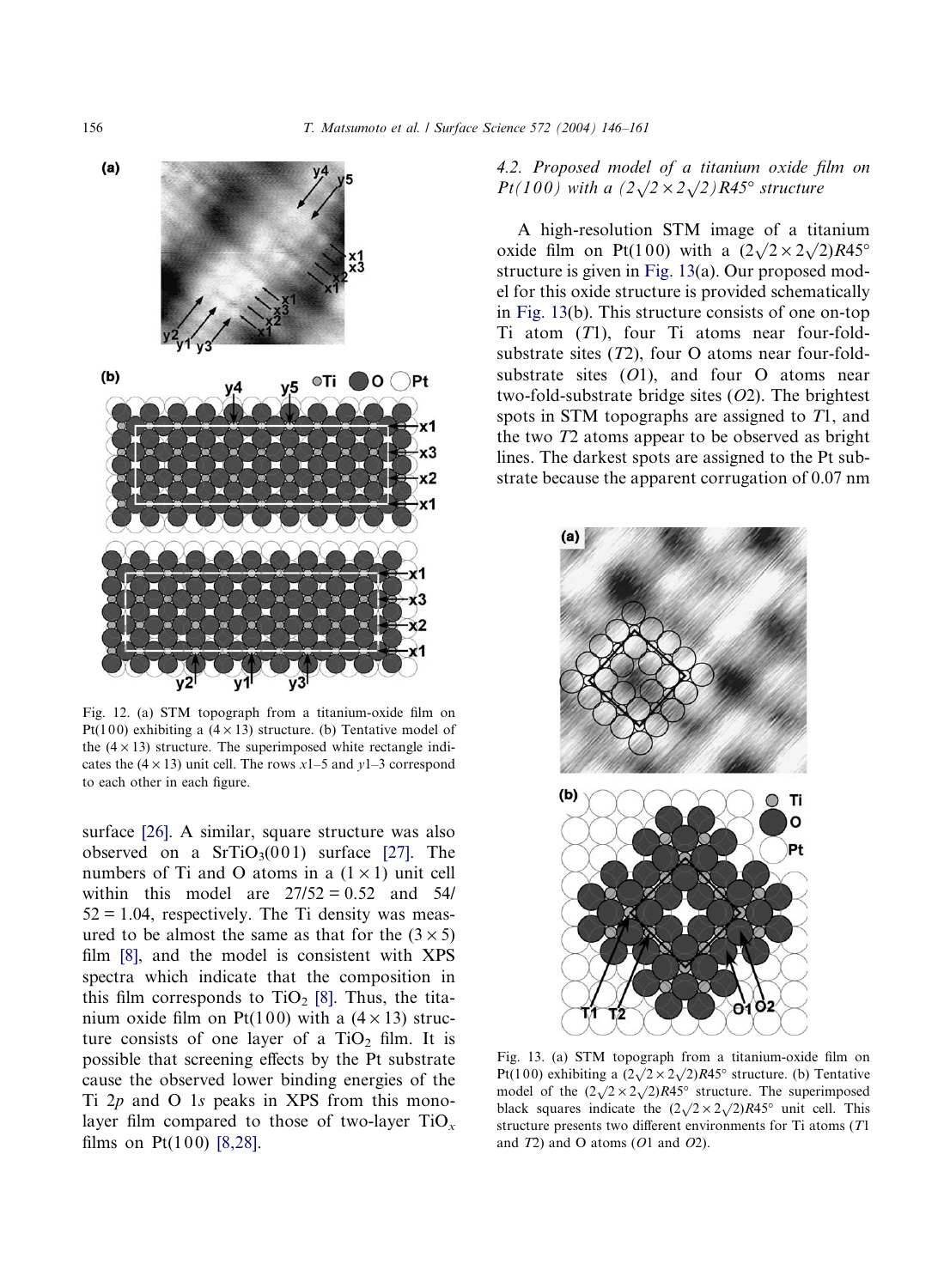Fig. 12. (a) STM topograph from a titanium-oxide film on Pt(100) exhibiting a $(4 \times 13)$ structure. (b) Tentative model of the $(4 \times 13)$ structure. The superimposed white rectangle indicates the $(4 \times 13)$ unit cell. The rows $x$1–5 and $y$1–3 correspond to each other in each figure.

surface [26]. A similar, square structure was also observed on a $SrTiO_3(001)$ surface [27]. The numbers of Ti and O atoms in a $(1 \times 1)$ unit cell within this model are $27/52 = 0.52$ and $54/52 = 1.04$, respectively. The Ti density was measured to be almost the same as that for the $(3 \times 5)$ film [8], and the model is consistent with XPS spectra which indicate that the composition in this film corresponds to $TiO_2$ [8]. Thus, the titanium oxide film on Pt(100) with a $(4 \times 13)$ structure consists of one layer of a $TiO_2$ film. It is possible that screening effects by the Pt substrate cause the observed lower binding energies of the Ti 2$p$ and O 1$s$ peaks in XPS from this monolayer film compared to those of two-layer $TiO_x$ films on Pt(100) [8,28].

### 4.2. Proposed model of a titanium oxide film on Pt(100) with a $(2\sqrt{2} \times 2\sqrt{2})R45°$ structure

A high-resolution STM image of a titanium oxide film on Pt(100) with a $(2\sqrt{2} \times 2\sqrt{2})R45°$ structure is given in Fig. 13(a). Our proposed model for this oxide structure is provided schematically in Fig. 13(b). This structure consists of one on-top Ti atom ($T$1), four Ti atoms near four-fold-substrate sites ($T$2), four O atoms near four-fold-substrate sites ($O$1), and four O atoms near two-fold-substrate bridge sites ($O$2). The brightest spots in STM topographs are assigned to $T$1, and the two $T$2 atoms appear to be observed as bright lines. The darkest spots are assigned to the Pt substrate because the apparent corrugation of 0.07 nm

Fig. 13. (a) STM topograph from a titanium-oxide film on Pt(100) exhibiting a $(2\sqrt{2} \times 2\sqrt{2})R45°$ structure. (b) Tentative model of the $(2\sqrt{2} \times 2\sqrt{2})R45°$ structure. The superimposed black squares indicate the $(2\sqrt{2} \times 2\sqrt{2})R45°$ unit cell. This structure presents two different environments for Ti atoms ($T$1 and $T$2) and O atoms ($O$1 and $O$2).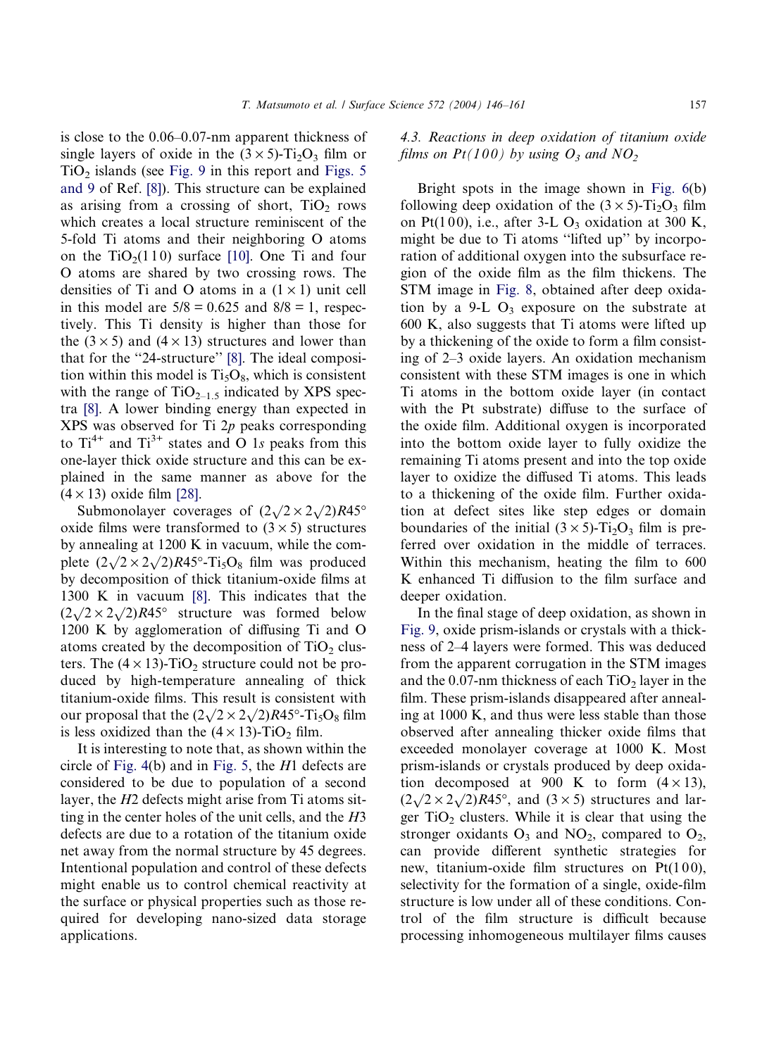is close to the 0.06–0.07-nm apparent thickness of single layers of oxide in the $(3 \times 5)$-$Ti_2O_3$ film or $TiO_2$ islands (see Fig. 9 in this report and Figs. 5 and 9 of Ref. [8]). This structure can be explained as arising from a crossing of short, $TiO_2$ rows which creates a local structure reminiscent of the 5-fold Ti atoms and their neighboring O atoms on the $TiO_2(110)$ surface [10]. One Ti and four O atoms are shared by two crossing rows. The densities of Ti and O atoms in a $(1 \times 1)$ unit cell in this model are $5/8 = 0.625$ and $8/8 = 1$, respectively. This Ti density is higher than those for the $(3 \times 5)$ and $(4 \times 13)$ structures and lower than that for the "24-structure" [8]. The ideal composition within this model is $Ti_5O_8$, which is consistent with the range of $TiO_{2-1.5}$ indicated by XPS spectra [8]. A lower binding energy than expected in XPS was observed for Ti $2p$ peaks corresponding to $Ti^{4+}$ and $Ti^{3+}$ states and O $1s$ peaks from this one-layer thick oxide structure and this can be explained in the same manner as above for the $(4 \times 13)$ oxide film [28].

Submonolayer coverages of $(2\sqrt{2} \times 2\sqrt{2})R45°$ oxide films were transformed to $(3 \times 5)$ structures by annealing at 1200 K in vacuum, while the complete $(2\sqrt{2} \times 2\sqrt{2})R45°$-$Ti_5O_8$ film was produced by decomposition of thick titanium-oxide films at 1300 K in vacuum [8]. This indicates that the $(2\sqrt{2} \times 2\sqrt{2})R45°$ structure was formed below 1200 K by agglomeration of diffusing Ti and O atoms created by the decomposition of $TiO_2$ clusters. The $(4 \times 13)$-$TiO_2$ structure could not be produced by high-temperature annealing of thick titanium-oxide films. This result is consistent with our proposal that the $(2\sqrt{2} \times 2\sqrt{2})R45°$-$Ti_5O_8$ film is less oxidized than the $(4 \times 13)$-$TiO_2$ film.

It is interesting to note that, as shown within the circle of Fig. 4(b) and in Fig. 5, the $H1$ defects are considered to be due to population of a second layer, the $H2$ defects might arise from Ti atoms sitting in the center holes of the unit cells, and the $H3$ defects are due to a rotation of the titanium oxide net away from the normal structure by 45 degrees. Intentional population and control of these defects might enable us to control chemical reactivity at the surface or physical properties such as those required for developing nano-sized data storage applications.

### 4.3. Reactions in deep oxidation of titanium oxide films on Pt(100) by using $O_3$ and $NO_2$

Bright spots in the image shown in Fig. 6(b) following deep oxidation of the $(3 \times 5)$-$Ti_2O_3$ film on Pt(100), i.e., after 3-L $O_3$ oxidation at 300 K, might be due to Ti atoms "lifted up" by incorporation of additional oxygen into the subsurface region of the oxide film as the film thickens. The STM image in Fig. 8, obtained after deep oxidation by a 9-L $O_3$ exposure on the substrate at 600 K, also suggests that Ti atoms were lifted up by a thickening of the oxide to form a film consisting of 2–3 oxide layers. An oxidation mechanism consistent with these STM images is one in which Ti atoms in the bottom oxide layer (in contact with the Pt substrate) diffuse to the surface of the oxide film. Additional oxygen is incorporated into the bottom oxide layer to fully oxidize the remaining Ti atoms present and into the top oxide layer to oxidize the diffused Ti atoms. This leads to a thickening of the oxide film. Further oxidation at defect sites like step edges or domain boundaries of the initial $(3 \times 5)$-$Ti_2O_3$ film is preferred over oxidation in the middle of terraces. Within this mechanism, heating the film to 600 K enhanced Ti diffusion to the film surface and deeper oxidation.

In the final stage of deep oxidation, as shown in Fig. 9, oxide prism-islands or crystals with a thickness of 2–4 layers were formed. This was deduced from the apparent corrugation in the STM images and the 0.07-nm thickness of each $TiO_2$ layer in the film. These prism-islands disappeared after annealing at 1000 K, and thus were less stable than those observed after annealing thicker oxide films that exceeded monolayer coverage at 1000 K. Most prism-islands or crystals produced by deep oxidation decomposed at 900 K to form $(4 \times 13)$, $(2\sqrt{2} \times 2\sqrt{2})R45°$, and $(3 \times 5)$ structures and larger $TiO_2$ clusters. While it is clear that using the stronger oxidants $O_3$ and $NO_2$, compared to $O_2$, can provide different synthetic strategies for new, titanium-oxide film structures on Pt(100), selectivity for the formation of a single, oxide-film structure is low under all of these conditions. Control of the film structure is difficult because processing inhomogeneous multilayer films causes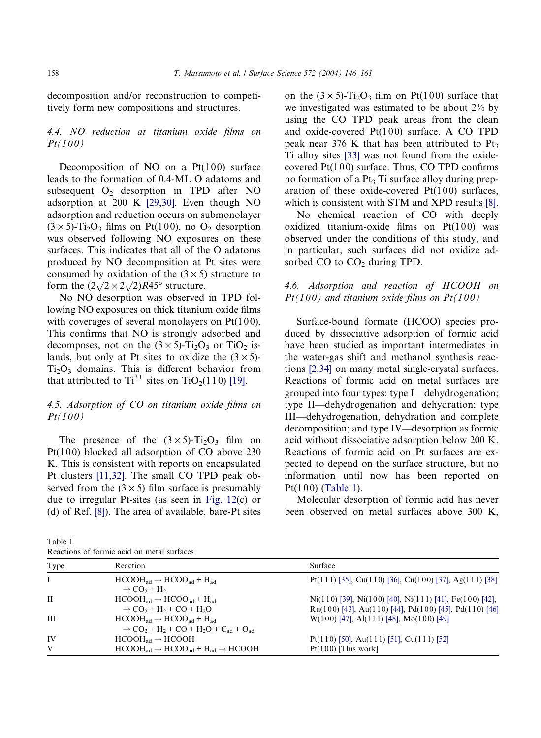decomposition and/or reconstruction to competitively form new compositions and structures.

### 4.4. NO reduction at titanium oxide films on Pt(100)

Decomposition of NO on a Pt(100) surface leads to the formation of 0.4-ML O adatoms and subsequent $O_2$ desorption in TPD after NO adsorption at 200 K [29,30]. Even though NO adsorption and reduction occurs on submonolayer $(3\times5)$-$Ti_2O_3$ films on Pt(100), no $O_2$ desorption was observed following NO exposures on these surfaces. This indicates that all of the O adatoms produced by NO decomposition at Pt sites were consumed by oxidation of the $(3\times5)$ structure to form the $(2\sqrt{2}\times2\sqrt{2})R45°$ structure.

No NO desorption was observed in TPD following NO exposures on thick titanium oxide films with coverages of several monolayers on Pt(100). This confirms that NO is strongly adsorbed and decomposes, not on the $(3\times5)$-$Ti_2O_3$ or $TiO_2$ islands, but only at Pt sites to oxidize the $(3\times5)$-$Ti_2O_3$ domains. This is different behavior from that attributed to $Ti^{3+}$ sites on $TiO_2$(110) [19].

### 4.5. Adsorption of CO on titanium oxide films on Pt(100)

The presence of the $(3\times5)$-$Ti_2O_3$ film on Pt(100) blocked all adsorption of CO above 230 K. This is consistent with reports on encapsulated Pt clusters [11,32]. The small CO TPD peak observed from the $(3\times5)$ film surface is presumably due to irregular Pt-sites (as seen in Fig. 12(c) or (d) of Ref. [8]). The area of available, bare-Pt sites on the $(3\times5)$-$Ti_2O_3$ film on Pt(100) surface that we investigated was estimated to be about 2% by using the CO TPD peak areas from the clean and oxide-covered Pt(100) surface. A CO TPD peak near 376 K that has been attributed to $Pt_3$Ti alloy sites [33] was not found from the oxide-covered Pt(100) surface. Thus, CO TPD confirms no formation of a $Pt_3$Ti surface alloy during preparation of these oxide-covered Pt(100) surfaces, which is consistent with STM and XPD results [8].

No chemical reaction of CO with deeply oxidized titanium-oxide films on Pt(100) was observed under the conditions of this study, and in particular, such surfaces did not oxidize adsorbed CO to $CO_2$ during TPD.

### 4.6. Adsorption and reaction of HCOOH on Pt(100) and titanium oxide films on Pt(100)

Surface-bound formate (HCOO) species produced by dissociative adsorption of formic acid have been studied as important intermediates in the water-gas shift and methanol synthesis reactions [2,34] on many metal single-crystal surfaces. Reactions of formic acid on metal surfaces are grouped into four types: type I—dehydrogenation; type II—dehydrogenation and dehydration; type III—dehydrogenation, dehydration and complete decomposition; and type IV—desorption as formic acid without dissociative adsorption below 200 K. Reactions of formic acid on Pt surfaces are expected to depend on the surface structure, but no information until now has been reported on Pt(100) (Table 1).

Molecular desorption of formic acid has never been observed on metal surfaces above 300 K,

Table 1
Reactions of formic acid on metal surfaces

| Type | Reaction | Surface |
|---|---|---|
| I | $HCOOH_{ad} \rightarrow HCOO_{ad} + H_{ad} \rightarrow CO_2 + H_2$ | Pt(111) [35], Cu(110) [36], Cu(100) [37], Ag(111) [38] |
| II | $HCOOH_{ad} \rightarrow HCOO_{ad} + H_{ad} \rightarrow CO_2 + H_2 + CO + H_2O$ | Ni(110) [39], Ni(100) [40], Ni(111) [41], Fe(100) [42], Ru(100) [43], Au(110) [44], Pd(100) [45], Pd(110) [46] |
| III | $HCOOH_{ad} \rightarrow HCOO_{ad} + H_{ad} \rightarrow CO_2 + H_2 + CO + H_2O + C_{ad} + O_{ad}$ | W(100) [47], Al(111) [48], Mo(100) [49] |
| IV | $HCOOH_{ad} \rightarrow HCOOH$ | Pt(110) [50], Au(111) [51], Cu(111) [52] |
| V | $HCOOH_{ad} \rightarrow HCOO_{ad} + H_{ad} \rightarrow HCOOH$ | Pt(100) [This work] |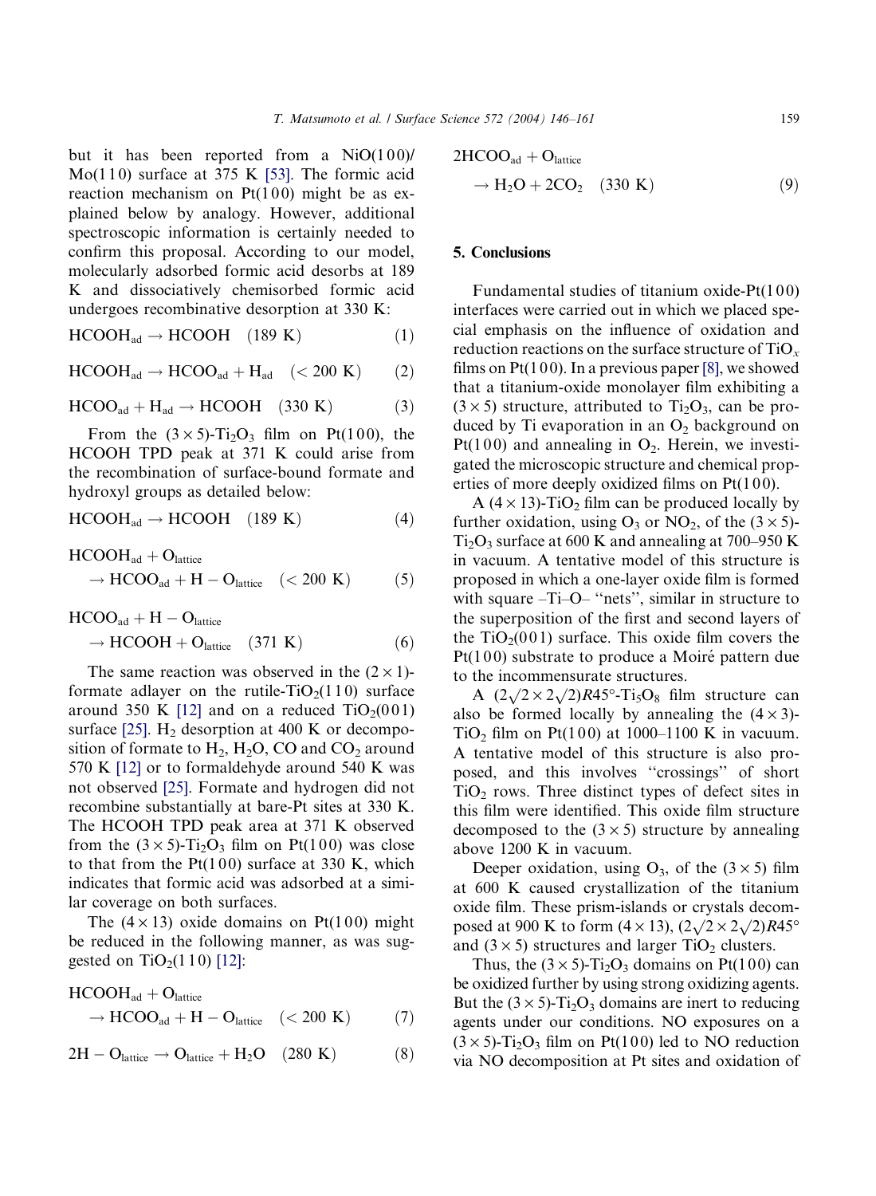but it has been reported from a NiO(1 0 0)/Mo(1 1 0) surface at 375 K [53]. The formic acid reaction mechanism on Pt(1 0 0) might be as explained below by analogy. However, additional spectroscopic information is certainly needed to confirm this proposal. According to our model, molecularly adsorbed formic acid desorbs at 189 K and dissociatively chemisorbed formic acid undergoes recombinative desorption at 330 K:

$$HCOOH_{ad} \rightarrow HCOOH \quad (189\ K) \tag{1}$$

$$HCOOH_{ad} \rightarrow HCOO_{ad} + H_{ad} \quad (< 200\ K) \tag{2}$$

$$HCOO_{ad} + H_{ad} \rightarrow HCOOH \quad (330\ K) \tag{3}$$

From the $(3\times5)$-$Ti_2O_3$ film on Pt(1 0 0), the HCOOH TPD peak at 371 K could arise from the recombination of surface-bound formate and hydroxyl groups as detailed below:

$$HCOOH_{ad} \rightarrow HCOOH \quad (189\ K) \tag{4}$$

$$HCOOH_{ad} + O_{lattice} \rightarrow HCOO_{ad} + H-O_{lattice} \quad (< 200\ K) \tag{5}$$

$$HCOO_{ad} + H-O_{lattice} \rightarrow HCOOH + O_{lattice} \quad (371\ K) \tag{6}$$

The same reaction was observed in the $(2\times1)$-formate adlayer on the rutile-$TiO_2$(1 1 0) surface around 350 K [12] and on a reduced $TiO_2$(0 0 1) surface [25]. $H_2$ desorption at 400 K or decomposition of formate to $H_2$, $H_2O$, CO and $CO_2$ around 570 K [12] or to formaldehyde around 540 K was not observed [25]. Formate and hydrogen did not recombine substantially at bare-Pt sites at 330 K. The HCOOH TPD peak area at 371 K observed from the $(3\times5)$-$Ti_2O_3$ film on Pt(1 0 0) was close to that from the Pt(1 0 0) surface at 330 K, which indicates that formic acid was adsorbed at a similar coverage on both surfaces.

The $(4\times13)$ oxide domains on Pt(1 0 0) might be reduced in the following manner, as was suggested on $TiO_2$(1 1 0) [12]:

$$HCOOH_{ad} + O_{lattice} \rightarrow HCOO_{ad} + H-O_{lattice} \quad (< 200\ K) \tag{7}$$

$$2H-O_{lattice} \rightarrow O_{lattice} + H_2O \quad (280\ K) \tag{8}$$

$$2HCOO_{ad} + O_{lattice} \rightarrow H_2O + 2CO_2 \quad (330\ K) \tag{9}$$

## 5. Conclusions

Fundamental studies of titanium oxide-Pt(1 0 0) interfaces were carried out in which we placed special emphasis on the influence of oxidation and reduction reactions on the surface structure of $TiO_x$ films on Pt(1 0 0). In a previous paper [8], we showed that a titanium-oxide monolayer film exhibiting a $(3\times5)$ structure, attributed to $Ti_2O_3$, can be produced by Ti evaporation in an $O_2$ background on Pt(1 0 0) and annealing in $O_2$. Herein, we investigated the microscopic structure and chemical properties of more deeply oxidized films on Pt(1 0 0).

A $(4\times13)$-$TiO_2$ film can be produced locally by further oxidation, using $O_3$ or $NO_2$, of the $(3\times5)$-$Ti_2O_3$ surface at 600 K and annealing at 700–950 K in vacuum. A tentative model of this structure is proposed in which a one-layer oxide film is formed with square –Ti–O– "nets", similar in structure to the superposition of the first and second layers of the $TiO_2$(0 0 1) surface. This oxide film covers the Pt(1 0 0) substrate to produce a Moiré pattern due to the incommensurate structures.

A $(2\sqrt{2}\times2\sqrt{2})R45°$-$Ti_5O_8$ film structure can also be formed locally by annealing the $(4\times3)$-$TiO_2$ film on Pt(1 0 0) at 1000–1100 K in vacuum. A tentative model of this structure is also proposed, and this involves "crossings" of short $TiO_2$ rows. Three distinct types of defect sites in this film were identified. This oxide film structure decomposed to the $(3\times5)$ structure by annealing above 1200 K in vacuum.

Deeper oxidation, using $O_3$, of the $(3\times5)$ film at 600 K caused crystallization of the titanium oxide film. These prism-islands or crystals decomposed at 900 K to form $(4\times13)$, $(2\sqrt{2}\times2\sqrt{2})R45°$ and $(3\times5)$ structures and larger $TiO_2$ clusters.

Thus, the $(3\times5)$-$Ti_2O_3$ domains on Pt(1 0 0) can be oxidized further by using strong oxidizing agents. But the $(3\times5)$-$Ti_2O_3$ domains are inert to reducing agents under our conditions. NO exposures on a $(3\times5)$-$Ti_2O_3$ film on Pt(1 0 0) led to NO reduction via NO decomposition at Pt sites and oxidation of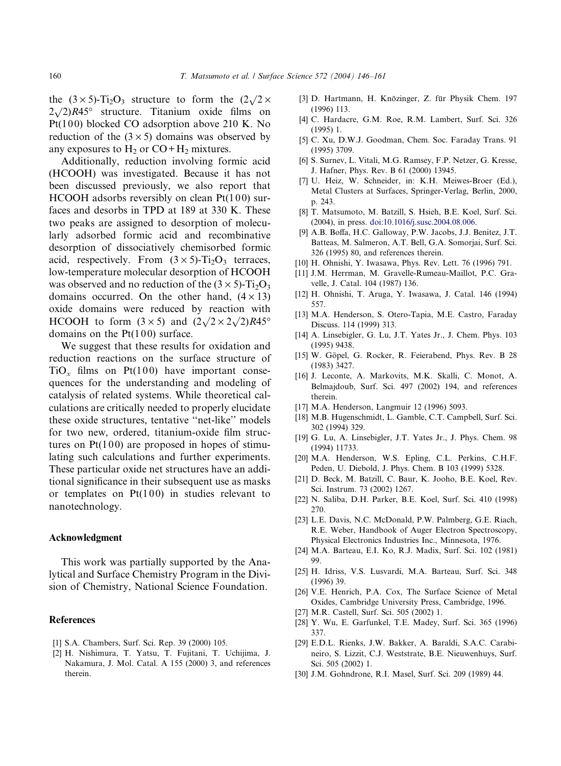the $(3 \times 5)$-$Ti_2O_3$ structure to form the $(2\sqrt{2} \times 2\sqrt{2})R45°$ structure. Titanium oxide films on Pt(100) blocked CO adsorption above 210 K. No reduction of the $(3 \times 5)$ domains was observed by any exposures to $H_2$ or $CO + H_2$ mixtures.

Additionally, reduction involving formic acid (HCOOH) was investigated. Because it has not been discussed previously, we also report that HCOOH adsorbs reversibly on clean Pt(100) surfaces and desorbs in TPD at 189 at 330 K. These two peaks are assigned to desorption of molecularly adsorbed formic acid and recombinative desorption of dissociatively chemisorbed formic acid, respectively. From $(3 \times 5)$-$Ti_2O_3$ terraces, low-temperature molecular desorption of HCOOH was observed and no reduction of the $(3 \times 5)$-$Ti_2O_3$ domains occurred. On the other hand, $(4 \times 13)$ oxide domains were reduced by reaction with HCOOH to form $(3 \times 5)$ and $(2\sqrt{2} \times 2\sqrt{2})R45°$ domains on the Pt(100) surface.

We suggest that these results for oxidation and reduction reactions on the surface structure of $TiO_x$ films on Pt(100) have important consequences for the understanding and modeling of catalysis of related systems. While theoretical calculations are critically needed to properly elucidate these oxide structures, tentative "net-like" models for two new, ordered, titanium-oxide film structures on Pt(100) are proposed in hopes of stimulating such calculations and further experiments. These particular oxide net structures have an additional significance in their subsequent use as masks or templates on Pt(100) in studies relevant to nanotechnology.

## Acknowledgment

This work was partially supported by the Analytical and Surface Chemistry Program in the Division of Chemistry, National Science Foundation.

## References

[1] S.A. Chambers, Surf. Sci. Rep. 39 (2000) 105.

[2] H. Nishimura, T. Yatsu, T. Fujitani, T. Uchijima, J. Nakamura, J. Mol. Catal. A 155 (2000) 3, and references therein.

[3] D. Hartmann, H. Knözinger, Z. für Physik Chem. 197 (1996) 113.

[4] C. Hardacre, G.M. Roe, R.M. Lambert, Surf. Sci. 326 (1995) 1.

[5] C. Xu, D.W.J. Goodman, Chem. Soc. Faraday Trans. 91 (1995) 3709.

[6] S. Surnev, L. Vitali, M.G. Ramsey, F.P. Netzer, G. Kresse, J. Hafner, Phys. Rev. B 61 (2000) 13945.

[7] U. Heiz, W. Schneider, in: K.H. Meiwes-Broer (Ed.), Metal Clusters at Surfaces, Springer-Verlag, Berlin, 2000, p. 243.

[8] T. Matsumoto, M. Batzill, S. Hsieh, B.E. Koel, Surf. Sci. (2004), in press. doi:10.1016/j.susc.2004.08.006.

[9] A.B. Boffa, H.C. Galloway, P.W. Jacobs, J.J. Benitez, J.T. Batteas, M. Salmeron, A.T. Bell, G.A. Somorjai, Surf. Sci. 326 (1995) 80, and references therein.

[10] H. Ohnishi, Y. Iwasawa, Phys. Rev. Lett. 76 (1996) 791.

[11] J.M. Herrman, M. Gravelle-Rumeau-Maillot, P.C. Gravelle, J. Catal. 104 (1987) 136.

[12] H. Ohnishi, T. Aruga, Y. Iwasawa, J. Catal. 146 (1994) 557.

[13] M.A. Henderson, S. Otero-Tapia, M.E. Castro, Faraday Discuss. 114 (1999) 313.

[14] A. Linsebigler, G. Lu, J.T. Yates Jr., J. Chem. Phys. 103 (1995) 9438.

[15] W. Göpel, G. Rocker, R. Feierabend, Phys. Rev. B 28 (1983) 3427.

[16] J. Leconte, A. Markovits, M.K. Skalli, C. Monot, A. Belmajdoub, Surf. Sci. 497 (2002) 194, and references therein.

[17] M.A. Henderson, Langmuir 12 (1996) 5093.

[18] M.B. Hugenschmidt, L. Gamble, C.T. Campbell, Surf. Sci. 302 (1994) 329.

[19] G. Lu, A. Linsebigler, J.T. Yates Jr., J. Phys. Chem. 98 (1994) 11733.

[20] M.A. Henderson, W.S. Epling, C.L. Perkins, C.H.F. Peden, U. Diebold, J. Phys. Chem. B 103 (1999) 5328.

[21] D. Beck, M. Batzill, C. Baur, K. Jooho, B.E. Koel, Rev. Sci. Instrum. 73 (2002) 1267.

[22] N. Saliba, D.H. Parker, B.E. Koel, Surf. Sci. 410 (1998) 270.

[23] L.E. Davis, N.C. McDonald, P.W. Palmberg, G.E. Riach, R.E. Weber, Handbook of Auger Electron Spectroscopy, Physical Electronics Industries Inc., Minnesota, 1976.

[24] M.A. Barteau, E.I. Ko, R.J. Madix, Surf. Sci. 102 (1981) 99.

[25] H. Idriss, V.S. Lusvardi, M.A. Barteau, Surf. Sci. 348 (1996) 39.

[26] V.E. Henrich, P.A. Cox, The Surface Science of Metal Oxides, Cambridge University Press, Cambridge, 1996.

[27] M.R. Castell, Surf. Sci. 505 (2002) 1.

[28] Y. Wu, E. Garfunkel, T.E. Madey, Surf. Sci. 365 (1996) 337.

[29] E.D.L. Rienks, J.W. Bakker, A. Baraldi, S.A.C. Carabineiro, S. Lizzit, C.J. Weststrate, B.E. Nieuwenhuys, Surf. Sci. 505 (2002) 1.

[30] J.M. Gohndrone, R.I. Masel, Surf. Sci. 209 (1989) 44.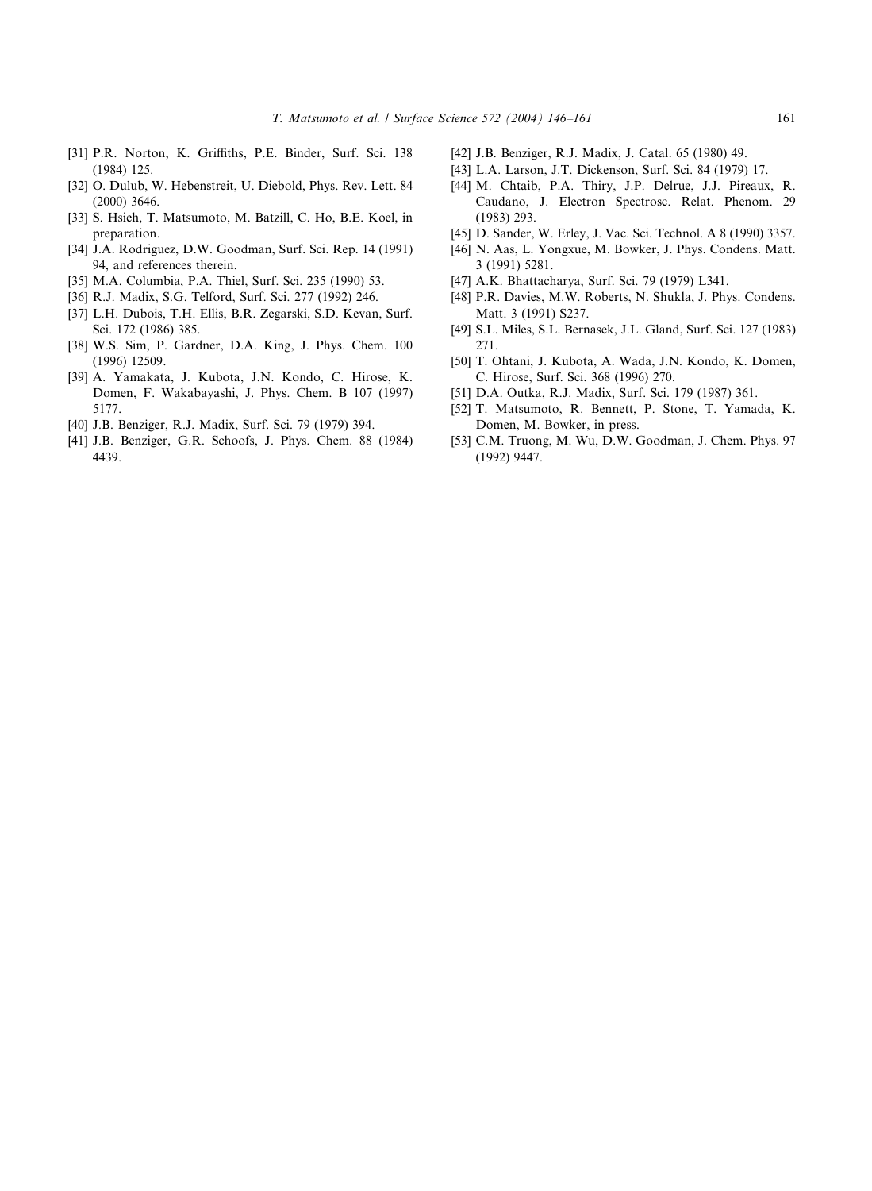[31] P.R. Norton, K. Griffiths, P.E. Binder, Surf. Sci. 138 (1984) 125.
[32] O. Dulub, W. Hebenstreit, U. Diebold, Phys. Rev. Lett. 84 (2000) 3646.
[33] S. Hsieh, T. Matsumoto, M. Batzill, C. Ho, B.E. Koel, in preparation.
[34] J.A. Rodriguez, D.W. Goodman, Surf. Sci. Rep. 14 (1991) 94, and references therein.
[35] M.A. Columbia, P.A. Thiel, Surf. Sci. 235 (1990) 53.
[36] R.J. Madix, S.G. Telford, Surf. Sci. 277 (1992) 246.
[37] L.H. Dubois, T.H. Ellis, B.R. Zegarski, S.D. Kevan, Surf. Sci. 172 (1986) 385.
[38] W.S. Sim, P. Gardner, D.A. King, J. Phys. Chem. 100 (1996) 12509.
[39] A. Yamakata, J. Kubota, J.N. Kondo, C. Hirose, K. Domen, F. Wakabayashi, J. Phys. Chem. B 107 (1997) 5177.
[40] J.B. Benziger, R.J. Madix, Surf. Sci. 79 (1979) 394.
[41] J.B. Benziger, G.R. Schoofs, J. Phys. Chem. 88 (1984) 4439.
[42] J.B. Benziger, R.J. Madix, J. Catal. 65 (1980) 49.
[43] L.A. Larson, J.T. Dickenson, Surf. Sci. 84 (1979) 17.
[44] M. Chtaib, P.A. Thiry, J.P. Delrue, J.J. Pireaux, R. Caudano, J. Electron Spectrosc. Relat. Phenom. 29 (1983) 293.
[45] D. Sander, W. Erley, J. Vac. Sci. Technol. A 8 (1990) 3357.
[46] N. Aas, L. Yongxue, M. Bowker, J. Phys. Condens. Matt. 3 (1991) 5281.
[47] A.K. Bhattacharya, Surf. Sci. 79 (1979) L341.
[48] P.R. Davies, M.W. Roberts, N. Shukla, J. Phys. Condens. Matt. 3 (1991) S237.
[49] S.L. Miles, S.L. Bernasek, J.L. Gland, Surf. Sci. 127 (1983) 271.
[50] T. Ohtani, J. Kubota, A. Wada, J.N. Kondo, K. Domen, C. Hirose, Surf. Sci. 368 (1996) 270.
[51] D.A. Outka, R.J. Madix, Surf. Sci. 179 (1987) 361.
[52] T. Matsumoto, R. Bennett, P. Stone, T. Yamada, K. Domen, M. Bowker, in press.
[53] C.M. Truong, M. Wu, D.W. Goodman, J. Chem. Phys. 97 (1992) 9447.